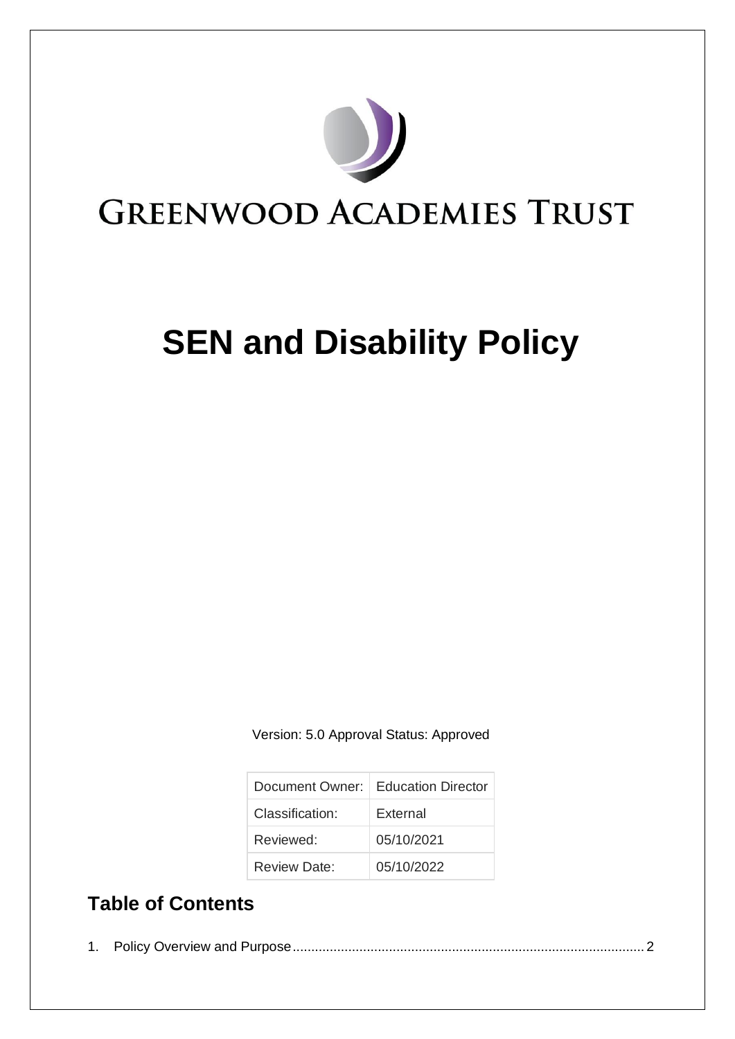# GREENWOOD ACADEMIES TRUST

# SEN and Disability Policy

Version: 5.0 Approval Status: Approved

| Document Owner: | Education Director |
|---|---|
| Classification: | External |
| Reviewed: | 05/10/2021 |
| Review Date: | 05/10/2022 |

## Table of Contents

1. Policy Overview and Purpose ............................................................................................... 2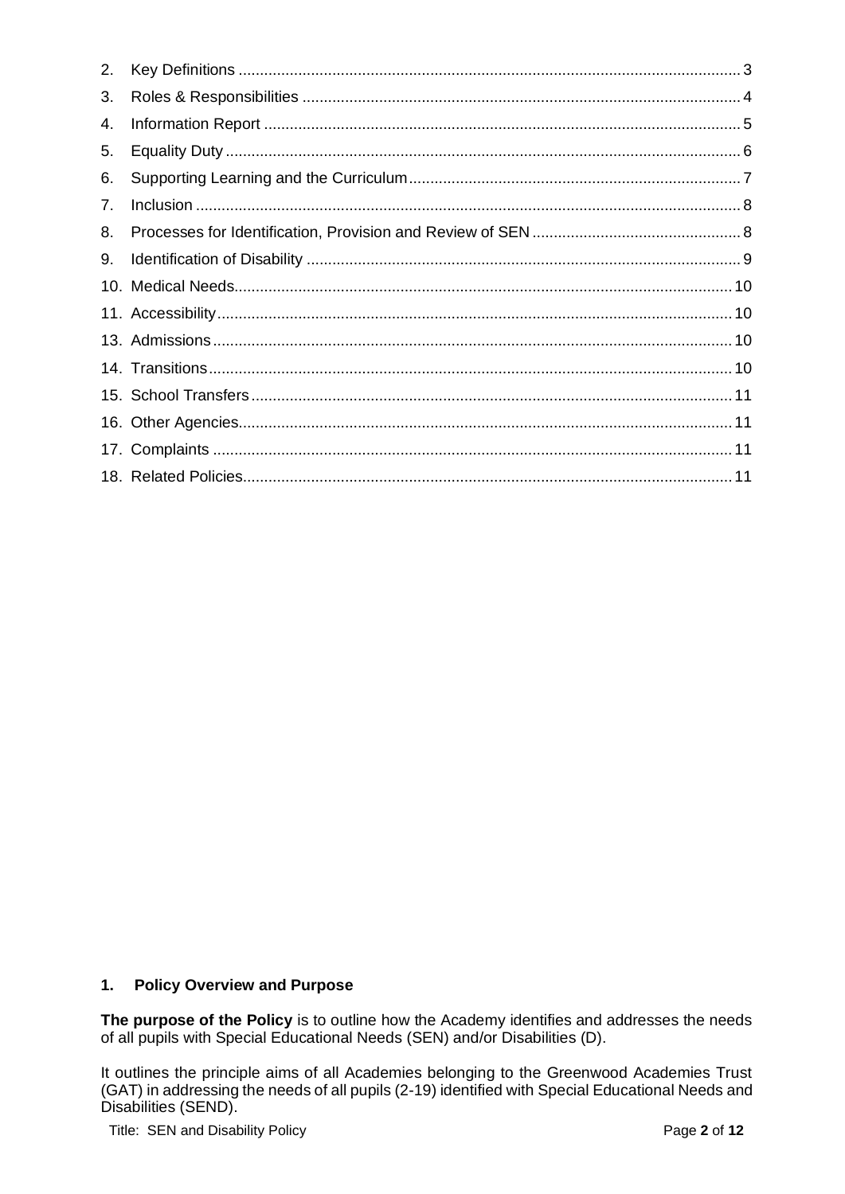2. Key Definitions ..... 3
3. Roles & Responsibilities ..... 4
4. Information Report ..... 5
5. Equality Duty ..... 6
6. Supporting Learning and the Curriculum ..... 7
7. Inclusion ..... 8
8. Processes for Identification, Provision and Review of SEN ..... 8
9. Identification of Disability ..... 9
10. Medical Needs ..... 10
11. Accessibility ..... 10
13. Admissions ..... 10
14. Transitions ..... 10
15. School Transfers ..... 11
16. Other Agencies ..... 11
17. Complaints ..... 11
18. Related Policies ..... 11

## 1. Policy Overview and Purpose

**The purpose of the Policy** is to outline how the Academy identifies and addresses the needs of all pupils with Special Educational Needs (SEN) and/or Disabilities (D).

It outlines the principle aims of all Academies belonging to the Greenwood Academies Trust (GAT) in addressing the needs of all pupils (2-19) identified with Special Educational Needs and Disabilities (SEND).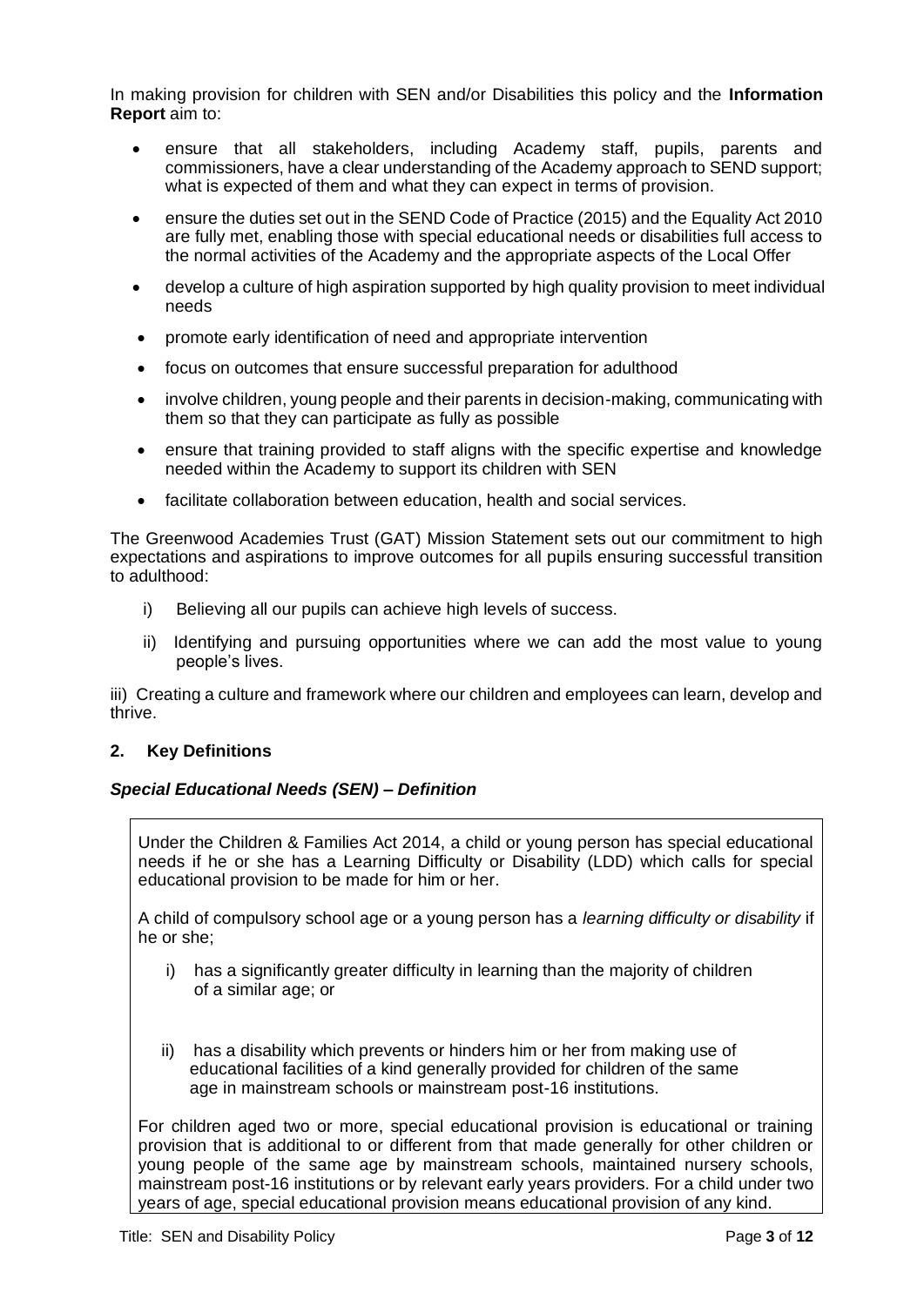In making provision for children with SEN and/or Disabilities this policy and the **Information Report** aim to:

- ensure that all stakeholders, including Academy staff, pupils, parents and commissioners, have a clear understanding of the Academy approach to SEND support; what is expected of them and what they can expect in terms of provision.
- ensure the duties set out in the SEND Code of Practice (2015) and the Equality Act 2010 are fully met, enabling those with special educational needs or disabilities full access to the normal activities of the Academy and the appropriate aspects of the Local Offer
- develop a culture of high aspiration supported by high quality provision to meet individual needs
- promote early identification of need and appropriate intervention
- focus on outcomes that ensure successful preparation for adulthood
- involve children, young people and their parents in decision-making, communicating with them so that they can participate as fully as possible
- ensure that training provided to staff aligns with the specific expertise and knowledge needed within the Academy to support its children with SEN
- facilitate collaboration between education, health and social services.

The Greenwood Academies Trust (GAT) Mission Statement sets out our commitment to high expectations and aspirations to improve outcomes for all pupils ensuring successful transition to adulthood:

i) Believing all our pupils can achieve high levels of success.

ii) Identifying and pursuing opportunities where we can add the most value to young people's lives.

iii) Creating a culture and framework where our children and employees can learn, develop and thrive.

## 2. Key Definitions

### ***Special Educational Needs (SEN) – Definition***

Under the Children & Families Act 2014, a child or young person has special educational needs if he or she has a Learning Difficulty or Disability (LDD) which calls for special educational provision to be made for him or her.

A child of compulsory school age or a young person has a *learning difficulty or disability* if he or she;

i) has a significantly greater difficulty in learning than the majority of children of a similar age; or

ii) has a disability which prevents or hinders him or her from making use of educational facilities of a kind generally provided for children of the same age in mainstream schools or mainstream post-16 institutions.

For children aged two or more, special educational provision is educational or training provision that is additional to or different from that made generally for other children or young people of the same age by mainstream schools, maintained nursery schools, mainstream post-16 institutions or by relevant early years providers. For a child under two years of age, special educational provision means educational provision of any kind.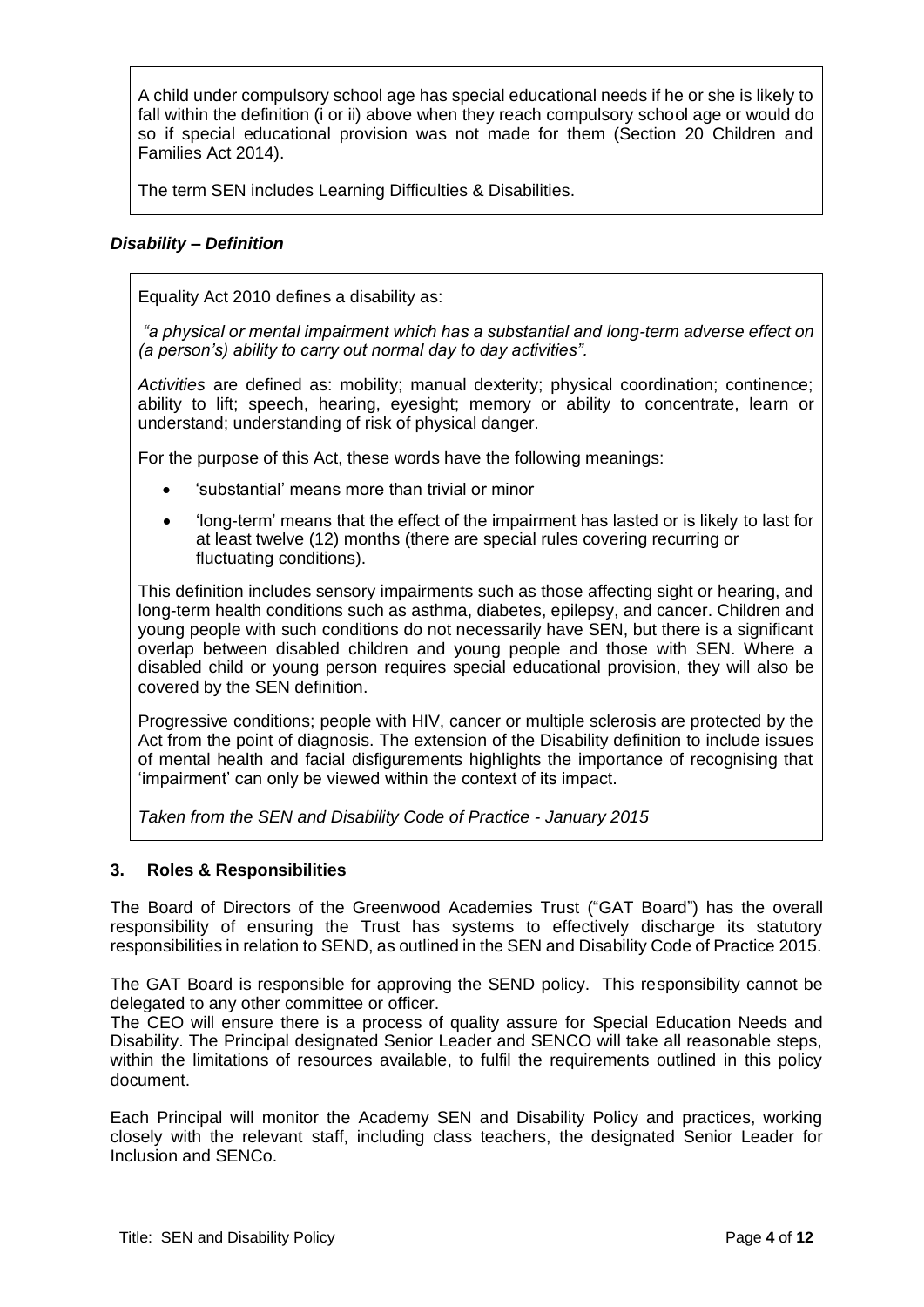A child under compulsory school age has special educational needs if he or she is likely to fall within the definition (i or ii) above when they reach compulsory school age or would do so if special educational provision was not made for them (Section 20 Children and Families Act 2014).

The term SEN includes Learning Difficulties & Disabilities.

### *Disability – Definition*

Equality Act 2010 defines a disability as:

*"a physical or mental impairment which has a substantial and long-term adverse effect on (a person's) ability to carry out normal day to day activities".*

*Activities* are defined as: mobility; manual dexterity; physical coordination; continence; ability to lift; speech, hearing, eyesight; memory or ability to concentrate, learn or understand; understanding of risk of physical danger.

For the purpose of this Act, these words have the following meanings:

- 'substantial' means more than trivial or minor
- 'long-term' means that the effect of the impairment has lasted or is likely to last for at least twelve (12) months (there are special rules covering recurring or fluctuating conditions).

This definition includes sensory impairments such as those affecting sight or hearing, and long-term health conditions such as asthma, diabetes, epilepsy, and cancer. Children and young people with such conditions do not necessarily have SEN, but there is a significant overlap between disabled children and young people and those with SEN. Where a disabled child or young person requires special educational provision, they will also be covered by the SEN definition.

Progressive conditions; people with HIV, cancer or multiple sclerosis are protected by the Act from the point of diagnosis. The extension of the Disability definition to include issues of mental health and facial disfigurements highlights the importance of recognising that 'impairment' can only be viewed within the context of its impact.

*Taken from the SEN and Disability Code of Practice - January 2015*

## 3. Roles & Responsibilities

The Board of Directors of the Greenwood Academies Trust ("GAT Board") has the overall responsibility of ensuring the Trust has systems to effectively discharge its statutory responsibilities in relation to SEND, as outlined in the SEN and Disability Code of Practice 2015.

The GAT Board is responsible for approving the SEND policy. This responsibility cannot be delegated to any other committee or officer.
The CEO will ensure there is a process of quality assure for Special Education Needs and Disability. The Principal designated Senior Leader and SENCO will take all reasonable steps, within the limitations of resources available, to fulfil the requirements outlined in this policy document.

Each Principal will monitor the Academy SEN and Disability Policy and practices, working closely with the relevant staff, including class teachers, the designated Senior Leader for Inclusion and SENCo.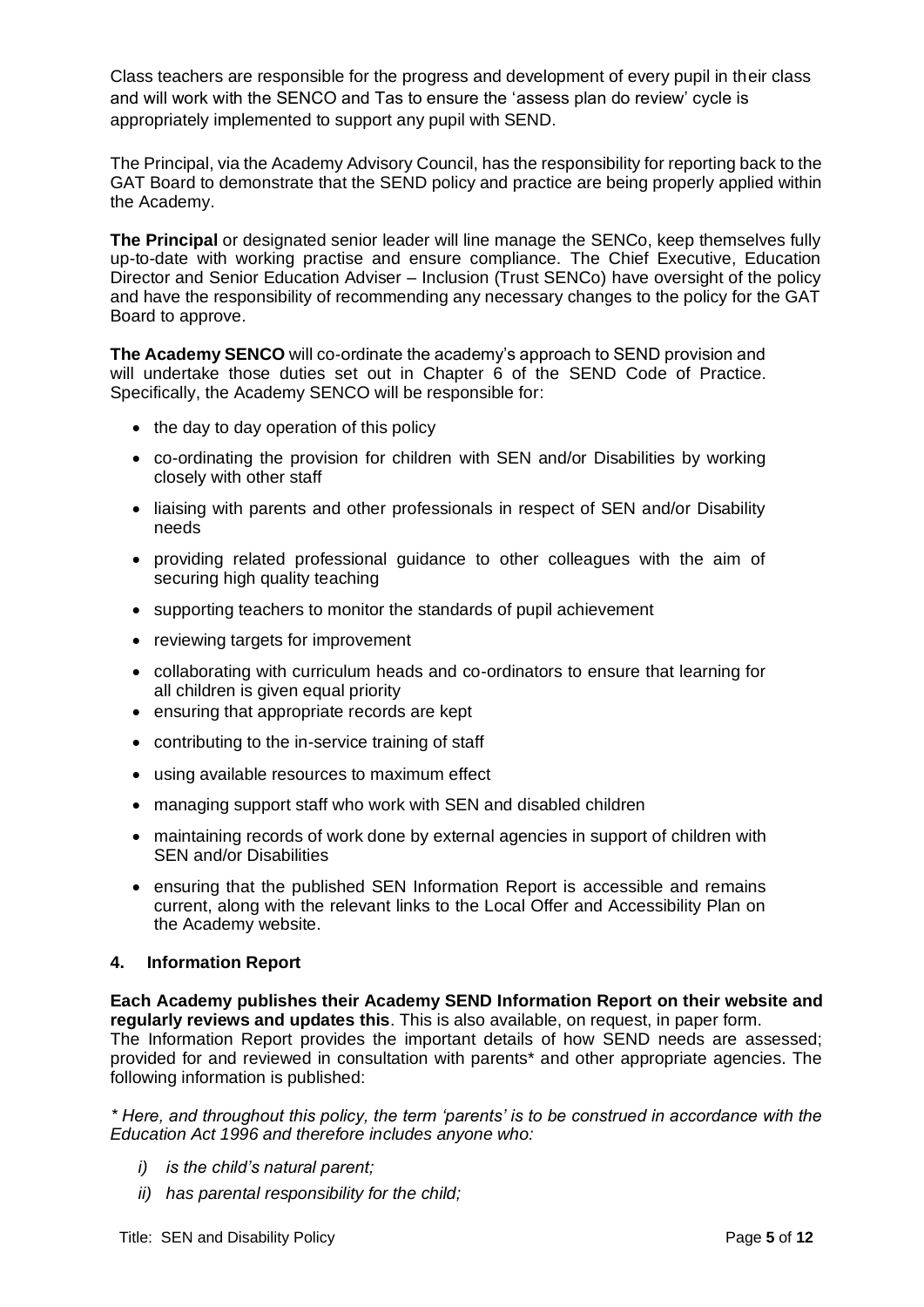Class teachers are responsible for the progress and development of every pupil in their class and will work with the SENCO and Tas to ensure the 'assess plan do review' cycle is appropriately implemented to support any pupil with SEND.

The Principal, via the Academy Advisory Council, has the responsibility for reporting back to the GAT Board to demonstrate that the SEND policy and practice are being properly applied within the Academy.

**The Principal** or designated senior leader will line manage the SENCo, keep themselves fully up-to-date with working practise and ensure compliance. The Chief Executive, Education Director and Senior Education Adviser – Inclusion (Trust SENCo) have oversight of the policy and have the responsibility of recommending any necessary changes to the policy for the GAT Board to approve.

**The Academy SENCO** will co-ordinate the academy's approach to SEND provision and will undertake those duties set out in Chapter 6 of the SEND Code of Practice. Specifically, the Academy SENCO will be responsible for:

- the day to day operation of this policy
- co-ordinating the provision for children with SEN and/or Disabilities by working closely with other staff
- liaising with parents and other professionals in respect of SEN and/or Disability needs
- providing related professional guidance to other colleagues with the aim of securing high quality teaching
- supporting teachers to monitor the standards of pupil achievement
- reviewing targets for improvement
- collaborating with curriculum heads and co-ordinators to ensure that learning for all children is given equal priority
- ensuring that appropriate records are kept
- contributing to the in-service training of staff
- using available resources to maximum effect
- managing support staff who work with SEN and disabled children
- maintaining records of work done by external agencies in support of children with SEN and/or Disabilities
- ensuring that the published SEN Information Report is accessible and remains current, along with the relevant links to the Local Offer and Accessibility Plan on the Academy website.

## 4. Information Report

**Each Academy publishes their Academy SEND Information Report on their website and regularly reviews and updates this**. This is also available, on request, in paper form. The Information Report provides the important details of how SEND needs are assessed; provided for and reviewed in consultation with parents* and other appropriate agencies. The following information is published:

*\* Here, and throughout this policy, the term 'parents' is to be construed in accordance with the Education Act 1996 and therefore includes anyone who:*

*i) is the child's natural parent;*

*ii) has parental responsibility for the child;*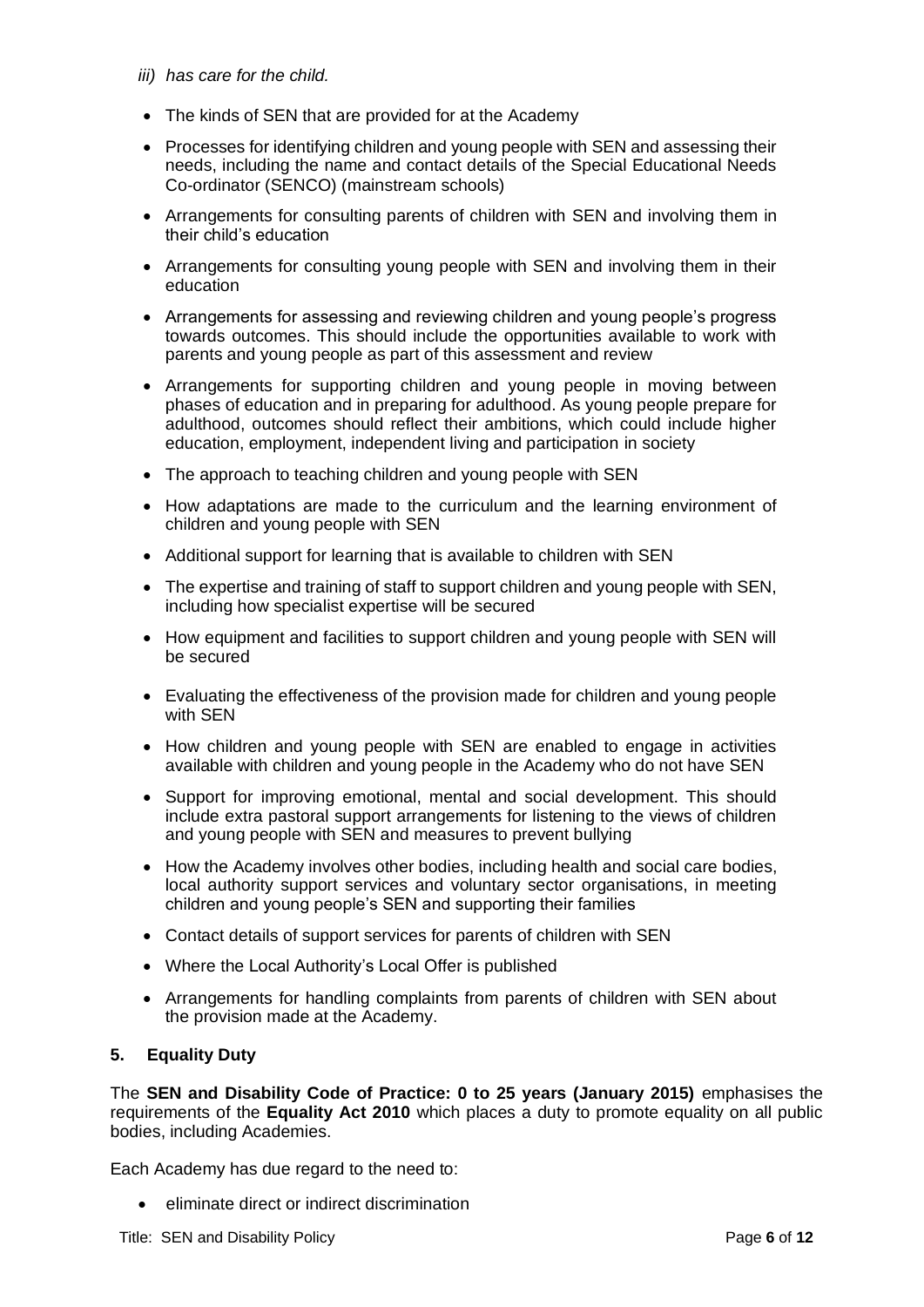*iii) has care for the child.*

- The kinds of SEN that are provided for at the Academy
- Processes for identifying children and young people with SEN and assessing their needs, including the name and contact details of the Special Educational Needs Co-ordinator (SENCO) (mainstream schools)
- Arrangements for consulting parents of children with SEN and involving them in their child's education
- Arrangements for consulting young people with SEN and involving them in their education
- Arrangements for assessing and reviewing children and young people's progress towards outcomes. This should include the opportunities available to work with parents and young people as part of this assessment and review
- Arrangements for supporting children and young people in moving between phases of education and in preparing for adulthood. As young people prepare for adulthood, outcomes should reflect their ambitions, which could include higher education, employment, independent living and participation in society
- The approach to teaching children and young people with SEN
- How adaptations are made to the curriculum and the learning environment of children and young people with SEN
- Additional support for learning that is available to children with SEN
- The expertise and training of staff to support children and young people with SEN, including how specialist expertise will be secured
- How equipment and facilities to support children and young people with SEN will be secured
- Evaluating the effectiveness of the provision made for children and young people with SEN
- How children and young people with SEN are enabled to engage in activities available with children and young people in the Academy who do not have SEN
- Support for improving emotional, mental and social development. This should include extra pastoral support arrangements for listening to the views of children and young people with SEN and measures to prevent bullying
- How the Academy involves other bodies, including health and social care bodies, local authority support services and voluntary sector organisations, in meeting children and young people's SEN and supporting their families
- Contact details of support services for parents of children with SEN
- Where the Local Authority's Local Offer is published
- Arrangements for handling complaints from parents of children with SEN about the provision made at the Academy.

## 5. Equality Duty

The **SEN and Disability Code of Practice: 0 to 25 years (January 2015)** emphasises the requirements of the **Equality Act 2010** which places a duty to promote equality on all public bodies, including Academies.

Each Academy has due regard to the need to:

- eliminate direct or indirect discrimination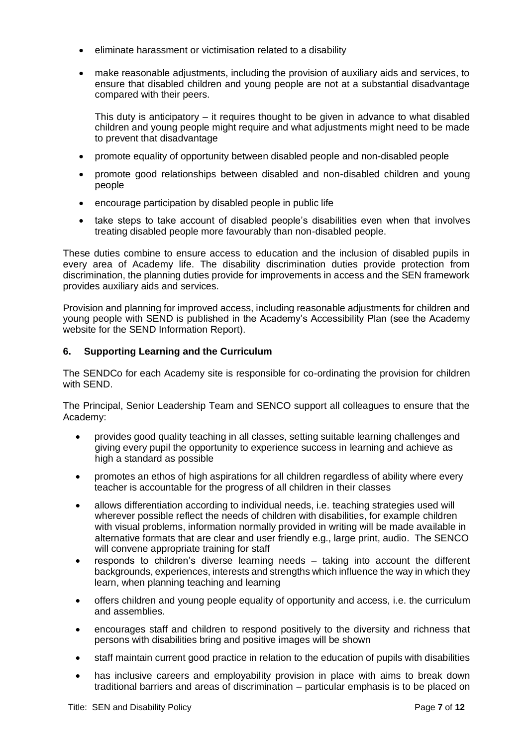- eliminate harassment or victimisation related to a disability

- make reasonable adjustments, including the provision of auxiliary aids and services, to ensure that disabled children and young people are not at a substantial disadvantage compared with their peers.

  This duty is anticipatory – it requires thought to be given in advance to what disabled children and young people might require and what adjustments might need to be made to prevent that disadvantage

- promote equality of opportunity between disabled people and non-disabled people

- promote good relationships between disabled and non-disabled children and young people

- encourage participation by disabled people in public life

- take steps to take account of disabled people's disabilities even when that involves treating disabled people more favourably than non-disabled people.

These duties combine to ensure access to education and the inclusion of disabled pupils in every area of Academy life. The disability discrimination duties provide protection from discrimination, the planning duties provide for improvements in access and the SEN framework provides auxiliary aids and services.

Provision and planning for improved access, including reasonable adjustments for children and young people with SEND is published in the Academy's Accessibility Plan (see the Academy website for the SEND Information Report).

## 6. Supporting Learning and the Curriculum

The SENDCo for each Academy site is responsible for co-ordinating the provision for children with SEND.

The Principal, Senior Leadership Team and SENCO support all colleagues to ensure that the Academy:

- provides good quality teaching in all classes, setting suitable learning challenges and giving every pupil the opportunity to experience success in learning and achieve as high a standard as possible

- promotes an ethos of high aspirations for all children regardless of ability where every teacher is accountable for the progress of all children in their classes

- allows differentiation according to individual needs, i.e. teaching strategies used will wherever possible reflect the needs of children with disabilities, for example children with visual problems, information normally provided in writing will be made available in alternative formats that are clear and user friendly e.g., large print, audio. The SENCO will convene appropriate training for staff
- responds to children's diverse learning needs – taking into account the different backgrounds, experiences, interests and strengths which influence the way in which they learn, when planning teaching and learning

- offers children and young people equality of opportunity and access, i.e. the curriculum and assemblies.

- encourages staff and children to respond positively to the diversity and richness that persons with disabilities bring and positive images will be shown

- staff maintain current good practice in relation to the education of pupils with disabilities

- has inclusive careers and employability provision in place with aims to break down traditional barriers and areas of discrimination – particular emphasis is to be placed on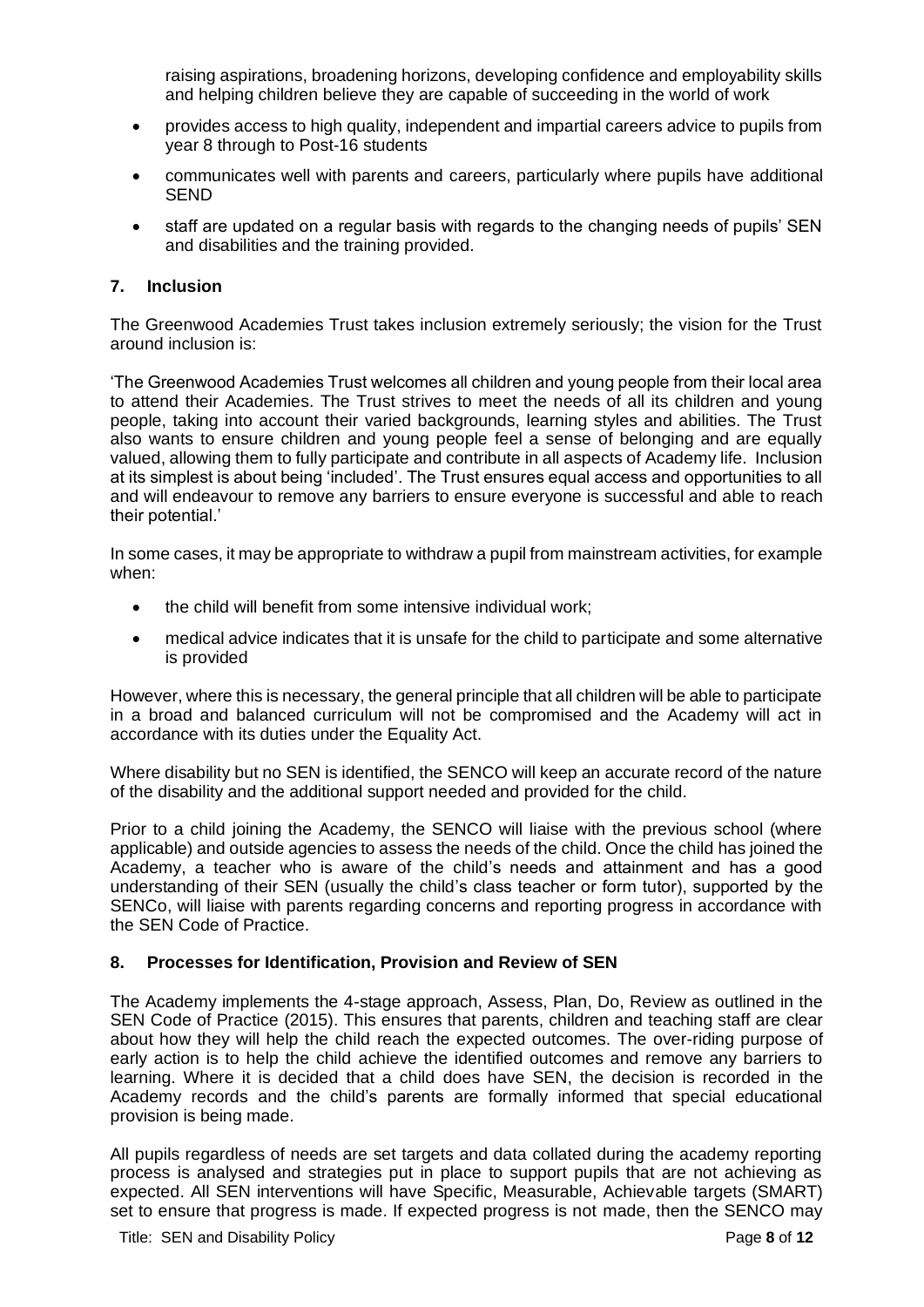raising aspirations, broadening horizons, developing confidence and employability skills and helping children believe they are capable of succeeding in the world of work

- provides access to high quality, independent and impartial careers advice to pupils from year 8 through to Post-16 students
- communicates well with parents and careers, particularly where pupils have additional SEND
- staff are updated on a regular basis with regards to the changing needs of pupils' SEN and disabilities and the training provided.

## 7. Inclusion

The Greenwood Academies Trust takes inclusion extremely seriously; the vision for the Trust around inclusion is:

'The Greenwood Academies Trust welcomes all children and young people from their local area to attend their Academies. The Trust strives to meet the needs of all its children and young people, taking into account their varied backgrounds, learning styles and abilities. The Trust also wants to ensure children and young people feel a sense of belonging and are equally valued, allowing them to fully participate and contribute in all aspects of Academy life. Inclusion at its simplest is about being 'included'. The Trust ensures equal access and opportunities to all and will endeavour to remove any barriers to ensure everyone is successful and able to reach their potential.'

In some cases, it may be appropriate to withdraw a pupil from mainstream activities, for example when:

- the child will benefit from some intensive individual work;
- medical advice indicates that it is unsafe for the child to participate and some alternative is provided

However, where this is necessary, the general principle that all children will be able to participate in a broad and balanced curriculum will not be compromised and the Academy will act in accordance with its duties under the Equality Act.

Where disability but no SEN is identified, the SENCO will keep an accurate record of the nature of the disability and the additional support needed and provided for the child.

Prior to a child joining the Academy, the SENCO will liaise with the previous school (where applicable) and outside agencies to assess the needs of the child. Once the child has joined the Academy, a teacher who is aware of the child's needs and attainment and has a good understanding of their SEN (usually the child's class teacher or form tutor), supported by the SENCo, will liaise with parents regarding concerns and reporting progress in accordance with the SEN Code of Practice.

## 8. Processes for Identification, Provision and Review of SEN

The Academy implements the 4-stage approach, Assess, Plan, Do, Review as outlined in the SEN Code of Practice (2015). This ensures that parents, children and teaching staff are clear about how they will help the child reach the expected outcomes. The over-riding purpose of early action is to help the child achieve the identified outcomes and remove any barriers to learning. Where it is decided that a child does have SEN, the decision is recorded in the Academy records and the child's parents are formally informed that special educational provision is being made.

All pupils regardless of needs are set targets and data collated during the academy reporting process is analysed and strategies put in place to support pupils that are not achieving as expected. All SEN interventions will have Specific, Measurable, Achievable targets (SMART) set to ensure that progress is made. If expected progress is not made, then the SENCO may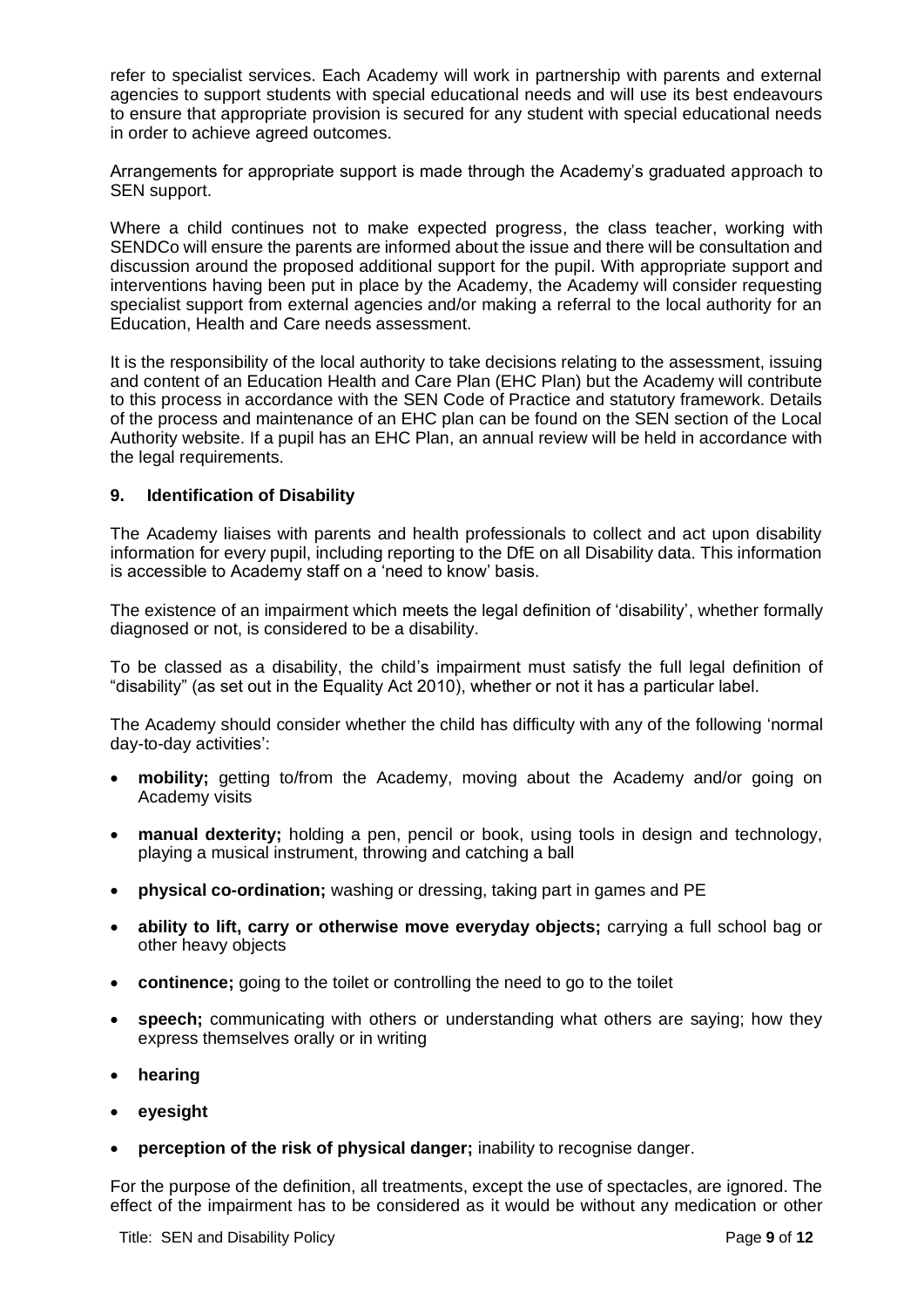refer to specialist services. Each Academy will work in partnership with parents and external agencies to support students with special educational needs and will use its best endeavours to ensure that appropriate provision is secured for any student with special educational needs in order to achieve agreed outcomes.

Arrangements for appropriate support is made through the Academy's graduated approach to SEN support.

Where a child continues not to make expected progress, the class teacher, working with SENDCo will ensure the parents are informed about the issue and there will be consultation and discussion around the proposed additional support for the pupil. With appropriate support and interventions having been put in place by the Academy, the Academy will consider requesting specialist support from external agencies and/or making a referral to the local authority for an Education, Health and Care needs assessment.

It is the responsibility of the local authority to take decisions relating to the assessment, issuing and content of an Education Health and Care Plan (EHC Plan) but the Academy will contribute to this process in accordance with the SEN Code of Practice and statutory framework. Details of the process and maintenance of an EHC plan can be found on the SEN section of the Local Authority website. If a pupil has an EHC Plan, an annual review will be held in accordance with the legal requirements.

## 9. Identification of Disability

The Academy liaises with parents and health professionals to collect and act upon disability information for every pupil, including reporting to the DfE on all Disability data. This information is accessible to Academy staff on a 'need to know' basis.

The existence of an impairment which meets the legal definition of 'disability', whether formally diagnosed or not, is considered to be a disability.

To be classed as a disability, the child's impairment must satisfy the full legal definition of "disability" (as set out in the Equality Act 2010), whether or not it has a particular label.

The Academy should consider whether the child has difficulty with any of the following 'normal day-to-day activities':

- **mobility;** getting to/from the Academy, moving about the Academy and/or going on Academy visits
- **manual dexterity;** holding a pen, pencil or book, using tools in design and technology, playing a musical instrument, throwing and catching a ball
- **physical co-ordination;** washing or dressing, taking part in games and PE
- **ability to lift, carry or otherwise move everyday objects;** carrying a full school bag or other heavy objects
- **continence;** going to the toilet or controlling the need to go to the toilet
- **speech;** communicating with others or understanding what others are saying; how they express themselves orally or in writing
- **hearing**
- **eyesight**
- **perception of the risk of physical danger;** inability to recognise danger.

For the purpose of the definition, all treatments, except the use of spectacles, are ignored. The effect of the impairment has to be considered as it would be without any medication or other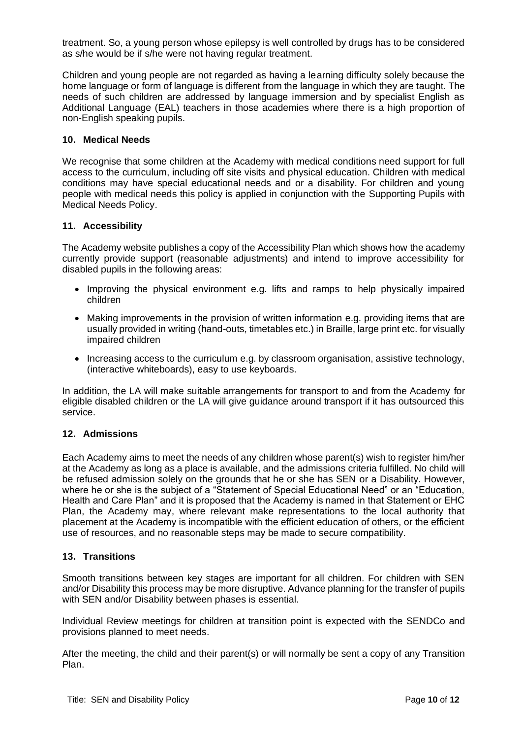treatment. So, a young person whose epilepsy is well controlled by drugs has to be considered as s/he would be if s/he were not having regular treatment.

Children and young people are not regarded as having a learning difficulty solely because the home language or form of language is different from the language in which they are taught. The needs of such children are addressed by language immersion and by specialist English as Additional Language (EAL) teachers in those academies where there is a high proportion of non-English speaking pupils.

### 10. Medical Needs

We recognise that some children at the Academy with medical conditions need support for full access to the curriculum, including off site visits and physical education. Children with medical conditions may have special educational needs and or a disability. For children and young people with medical needs this policy is applied in conjunction with the Supporting Pupils with Medical Needs Policy.

### 11. Accessibility

The Academy website publishes a copy of the Accessibility Plan which shows how the academy currently provide support (reasonable adjustments) and intend to improve accessibility for disabled pupils in the following areas:

- Improving the physical environment e.g. lifts and ramps to help physically impaired children
- Making improvements in the provision of written information e.g. providing items that are usually provided in writing (hand-outs, timetables etc.) in Braille, large print etc. for visually impaired children
- Increasing access to the curriculum e.g. by classroom organisation, assistive technology, (interactive whiteboards), easy to use keyboards.

In addition, the LA will make suitable arrangements for transport to and from the Academy for eligible disabled children or the LA will give guidance around transport if it has outsourced this service.

### 12. Admissions

Each Academy aims to meet the needs of any children whose parent(s) wish to register him/her at the Academy as long as a place is available, and the admissions criteria fulfilled. No child will be refused admission solely on the grounds that he or she has SEN or a Disability. However, where he or she is the subject of a "Statement of Special Educational Need" or an "Education, Health and Care Plan" and it is proposed that the Academy is named in that Statement or EHC Plan, the Academy may, where relevant make representations to the local authority that placement at the Academy is incompatible with the efficient education of others, or the efficient use of resources, and no reasonable steps may be made to secure compatibility.

### 13. Transitions

Smooth transitions between key stages are important for all children. For children with SEN and/or Disability this process may be more disruptive. Advance planning for the transfer of pupils with SEN and/or Disability between phases is essential.

Individual Review meetings for children at transition point is expected with the SENDCo and provisions planned to meet needs.

After the meeting, the child and their parent(s) or will normally be sent a copy of any Transition Plan.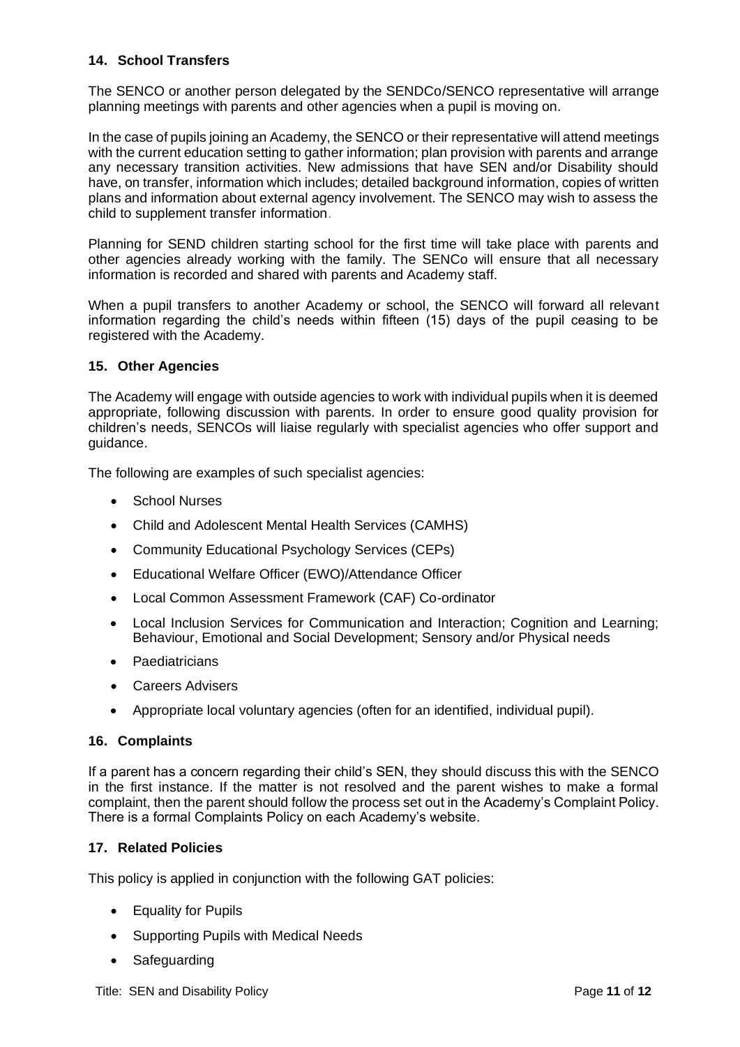## 14. School Transfers

The SENCO or another person delegated by the SENDCo/SENCO representative will arrange planning meetings with parents and other agencies when a pupil is moving on.

In the case of pupils joining an Academy, the SENCO or their representative will attend meetings with the current education setting to gather information; plan provision with parents and arrange any necessary transition activities. New admissions that have SEN and/or Disability should have, on transfer, information which includes; detailed background information, copies of written plans and information about external agency involvement. The SENCO may wish to assess the child to supplement transfer information.

Planning for SEND children starting school for the first time will take place with parents and other agencies already working with the family. The SENCo will ensure that all necessary information is recorded and shared with parents and Academy staff.

When a pupil transfers to another Academy or school, the SENCO will forward all relevant information regarding the child's needs within fifteen (15) days of the pupil ceasing to be registered with the Academy.

## 15. Other Agencies

The Academy will engage with outside agencies to work with individual pupils when it is deemed appropriate, following discussion with parents. In order to ensure good quality provision for children's needs, SENCOs will liaise regularly with specialist agencies who offer support and guidance.

The following are examples of such specialist agencies:

- School Nurses
- Child and Adolescent Mental Health Services (CAMHS)
- Community Educational Psychology Services (CEPs)
- Educational Welfare Officer (EWO)/Attendance Officer
- Local Common Assessment Framework (CAF) Co-ordinator
- Local Inclusion Services for Communication and Interaction; Cognition and Learning; Behaviour, Emotional and Social Development; Sensory and/or Physical needs
- Paediatricians
- Careers Advisers
- Appropriate local voluntary agencies (often for an identified, individual pupil).

## 16. Complaints

If a parent has a concern regarding their child's SEN, they should discuss this with the SENCO in the first instance. If the matter is not resolved and the parent wishes to make a formal complaint, then the parent should follow the process set out in the Academy's Complaint Policy. There is a formal Complaints Policy on each Academy's website.

## 17. Related Policies

This policy is applied in conjunction with the following GAT policies:

- Equality for Pupils
- Supporting Pupils with Medical Needs
- Safeguarding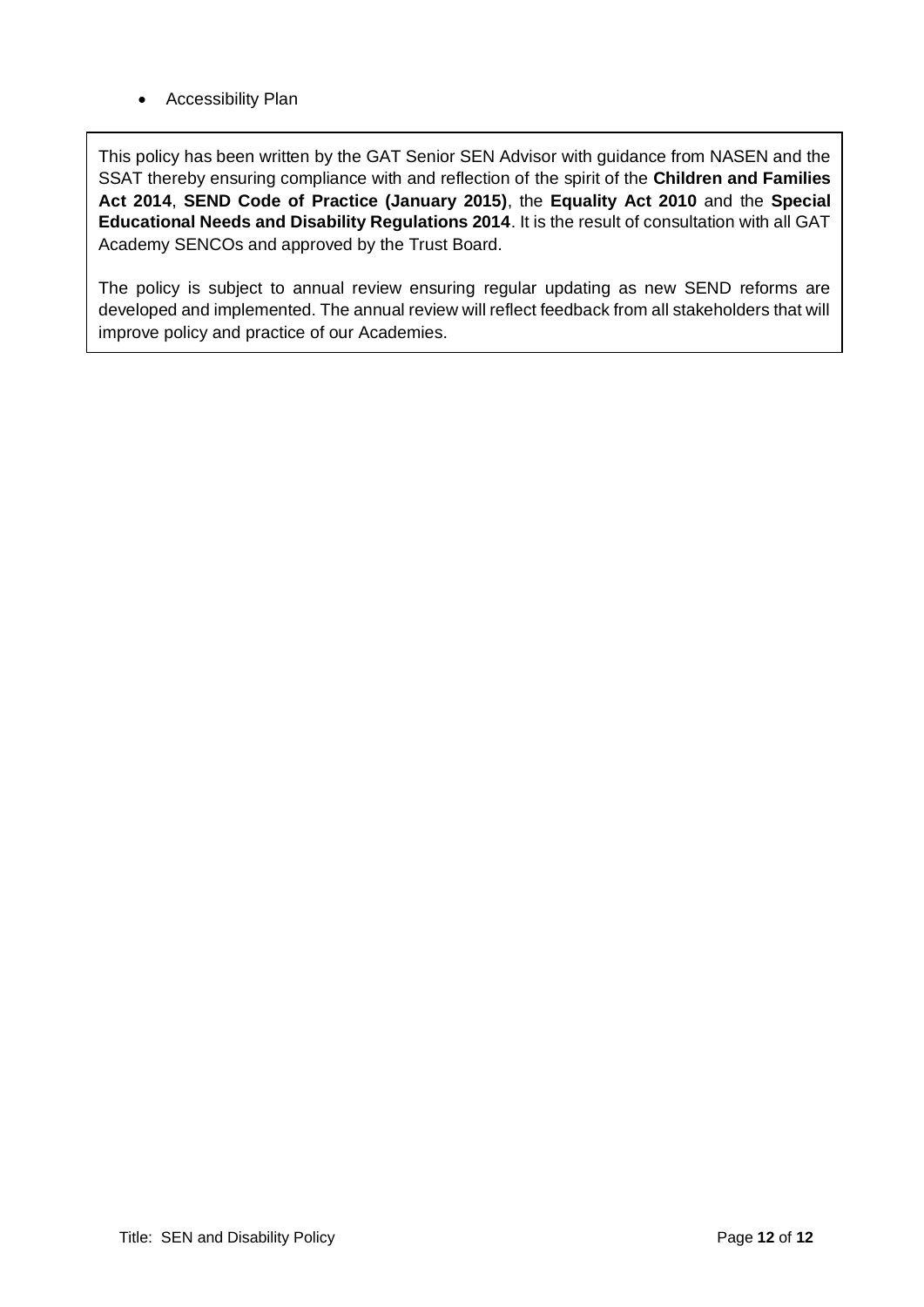- Accessibility Plan

This policy has been written by the GAT Senior SEN Advisor with guidance from NASEN and the SSAT thereby ensuring compliance with and reflection of the spirit of the **Children and Families Act 2014**, **SEND Code of Practice (January 2015)**, the **Equality Act 2010** and the **Special Educational Needs and Disability Regulations 2014**. It is the result of consultation with all GAT Academy SENCOs and approved by the Trust Board.

The policy is subject to annual review ensuring regular updating as new SEND reforms are developed and implemented. The annual review will reflect feedback from all stakeholders that will improve policy and practice of our Academies.